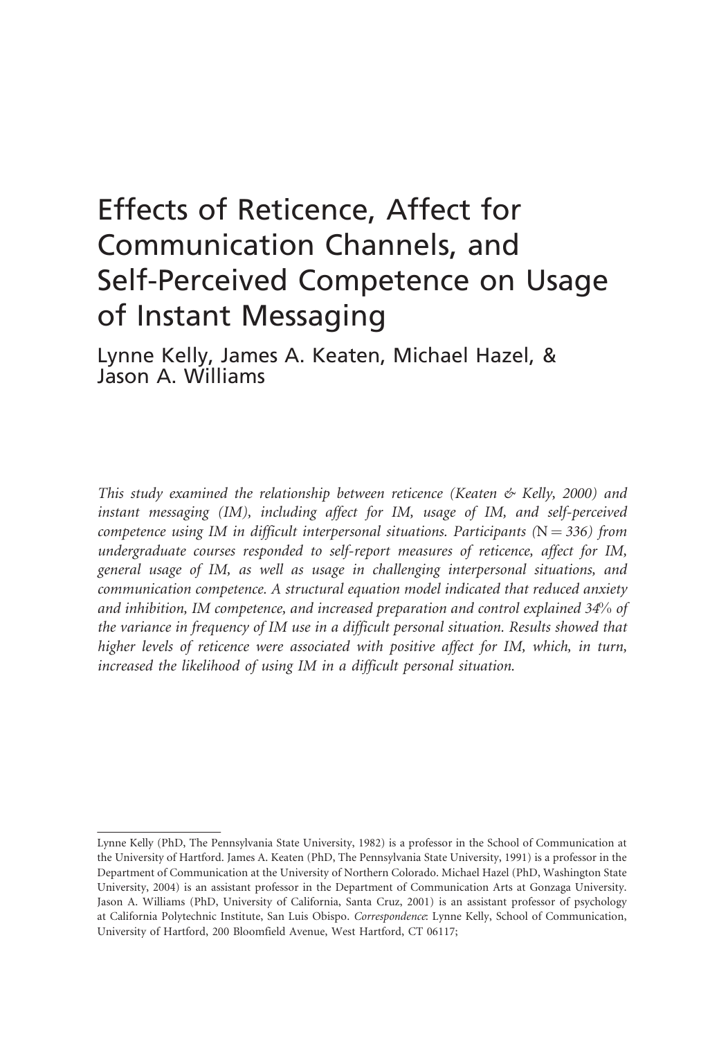# Effects of Reticence, Affect for Communication Channels, and Self-Perceived Competence on Usage of Instant Messaging

Lynne Kelly, James A. Keaten, Michael Hazel, & Jason A. Williams

*This study examined the relationship between reticence (Keaten & Kelly, 2000) and instant messaging (IM), including affect for IM, usage of IM, and self-perceived competence using IM in difficult interpersonal situations. Participants (N = 336) from undergraduate courses responded to self-report measures of reticence, affect for IM, general usage of IM, as well as usage in challenging interpersonal situations, and communication competence. A structural equation model indicated that reduced anxiety and inhibition, IM competence, and increased preparation and control explained 34% of the variance in frequency of IM use in a difficult personal situation. Results showed that higher levels of reticence were associated with positive affect for IM, which, in turn, increased the likelihood of using IM in a difficult personal situation.*

---

Lynne Kelly (PhD, The Pennsylvania State University, 1982) is a professor in the School of Communication at the University of Hartford. James A. Keaten (PhD, The Pennsylvania State University, 1991) is a professor in the Department of Communication at the University of Northern Colorado. Michael Hazel (PhD, Washington State University, 2004) is an assistant professor in the Department of Communication Arts at Gonzaga University. Jason A. Williams (PhD, University of California, Santa Cruz, 2001) is an assistant professor of psychology at California Polytechnic Institute, San Luis Obispo. *Correspondence*: Lynne Kelly, School of Communication, University of Hartford, 200 Bloomfield Avenue, West Hartford, CT 06117;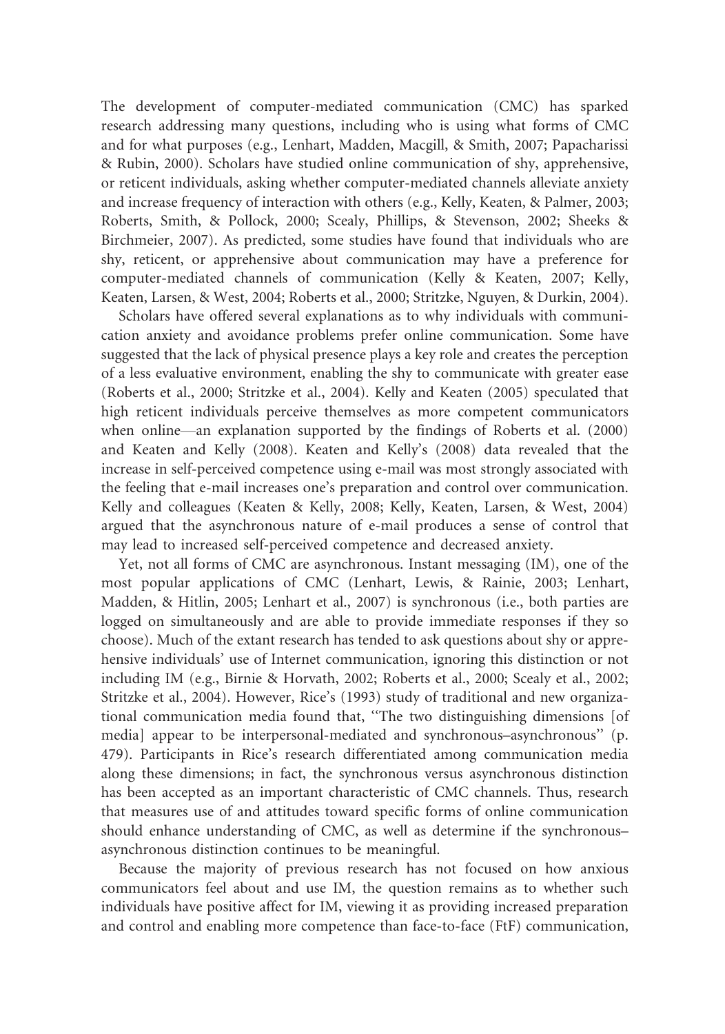The development of computer-mediated communication (CMC) has sparked research addressing many questions, including who is using what forms of CMC and for what purposes (e.g., Lenhart, Madden, Macgill, & Smith, 2007; Papacharissi & Rubin, 2000). Scholars have studied online communication of shy, apprehensive, or reticent individuals, asking whether computer-mediated channels alleviate anxiety and increase frequency of interaction with others (e.g., Kelly, Keaten, & Palmer, 2003; Roberts, Smith, & Pollock, 2000; Scealy, Phillips, & Stevenson, 2002; Sheeks & Birchmeier, 2007). As predicted, some studies have found that individuals who are shy, reticent, or apprehensive about communication may have a preference for computer-mediated channels of communication (Kelly & Keaten, 2007; Kelly, Keaten, Larsen, & West, 2004; Roberts et al., 2000; Stritzke, Nguyen, & Durkin, 2004).

Scholars have offered several explanations as to why individuals with communication anxiety and avoidance problems prefer online communication. Some have suggested that the lack of physical presence plays a key role and creates the perception of a less evaluative environment, enabling the shy to communicate with greater ease (Roberts et al., 2000; Stritzke et al., 2004). Kelly and Keaten (2005) speculated that high reticent individuals perceive themselves as more competent communicators when online—an explanation supported by the findings of Roberts et al. (2000) and Keaten and Kelly (2008). Keaten and Kelly's (2008) data revealed that the increase in self-perceived competence using e-mail was most strongly associated with the feeling that e-mail increases one's preparation and control over communication. Kelly and colleagues (Keaten & Kelly, 2008; Kelly, Keaten, Larsen, & West, 2004) argued that the asynchronous nature of e-mail produces a sense of control that may lead to increased self-perceived competence and decreased anxiety.

Yet, not all forms of CMC are asynchronous. Instant messaging (IM), one of the most popular applications of CMC (Lenhart, Lewis, & Rainie, 2003; Lenhart, Madden, & Hitlin, 2005; Lenhart et al., 2007) is synchronous (i.e., both parties are logged on simultaneously and are able to provide immediate responses if they so choose). Much of the extant research has tended to ask questions about shy or apprehensive individuals' use of Internet communication, ignoring this distinction or not including IM (e.g., Birnie & Horvath, 2002; Roberts et al., 2000; Scealy et al., 2002; Stritzke et al., 2004). However, Rice's (1993) study of traditional and new organizational communication media found that, ''The two distinguishing dimensions [of media] appear to be interpersonal-mediated and synchronous–asynchronous'' (p. 479). Participants in Rice's research differentiated among communication media along these dimensions; in fact, the synchronous versus asynchronous distinction has been accepted as an important characteristic of CMC channels. Thus, research that measures use of and attitudes toward specific forms of online communication should enhance understanding of CMC, as well as determine if the synchronous–asynchronous distinction continues to be meaningful.

Because the majority of previous research has not focused on how anxious communicators feel about and use IM, the question remains as to whether such individuals have positive affect for IM, viewing it as providing increased preparation and control and enabling more competence than face-to-face (FtF) communication,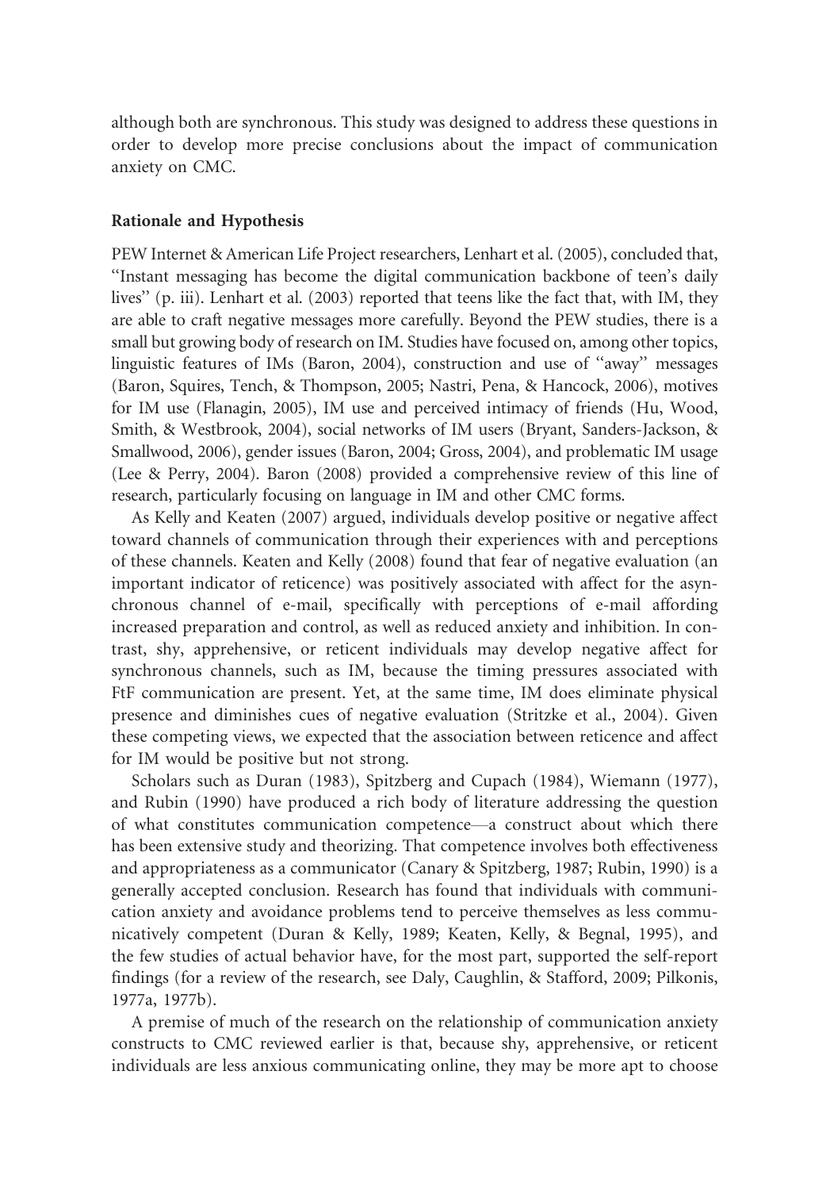although both are synchronous. This study was designed to address these questions in order to develop more precise conclusions about the impact of communication anxiety on CMC.

### Rationale and Hypothesis

PEW Internet & American Life Project researchers, Lenhart et al. (2005), concluded that, ''Instant messaging has become the digital communication backbone of teen's daily lives'' (p. iii). Lenhart et al. (2003) reported that teens like the fact that, with IM, they are able to craft negative messages more carefully. Beyond the PEW studies, there is a small but growing body of research on IM. Studies have focused on, among other topics, linguistic features of IMs (Baron, 2004), construction and use of ''away'' messages (Baron, Squires, Tench, & Thompson, 2005; Nastri, Pena, & Hancock, 2006), motives for IM use (Flanagin, 2005), IM use and perceived intimacy of friends (Hu, Wood, Smith, & Westbrook, 2004), social networks of IM users (Bryant, Sanders-Jackson, & Smallwood, 2006), gender issues (Baron, 2004; Gross, 2004), and problematic IM usage (Lee & Perry, 2004). Baron (2008) provided a comprehensive review of this line of research, particularly focusing on language in IM and other CMC forms.

As Kelly and Keaten (2007) argued, individuals develop positive or negative affect toward channels of communication through their experiences with and perceptions of these channels. Keaten and Kelly (2008) found that fear of negative evaluation (an important indicator of reticence) was positively associated with affect for the asynchronous channel of e-mail, specifically with perceptions of e-mail affording increased preparation and control, as well as reduced anxiety and inhibition. In contrast, shy, apprehensive, or reticent individuals may develop negative affect for synchronous channels, such as IM, because the timing pressures associated with FtF communication are present. Yet, at the same time, IM does eliminate physical presence and diminishes cues of negative evaluation (Stritzke et al., 2004). Given these competing views, we expected that the association between reticence and affect for IM would be positive but not strong.

Scholars such as Duran (1983), Spitzberg and Cupach (1984), Wiemann (1977), and Rubin (1990) have produced a rich body of literature addressing the question of what constitutes communication competence—a construct about which there has been extensive study and theorizing. That competence involves both effectiveness and appropriateness as a communicator (Canary & Spitzberg, 1987; Rubin, 1990) is a generally accepted conclusion. Research has found that individuals with communication anxiety and avoidance problems tend to perceive themselves as less communicatively competent (Duran & Kelly, 1989; Keaten, Kelly, & Begnal, 1995), and the few studies of actual behavior have, for the most part, supported the self-report findings (for a review of the research, see Daly, Caughlin, & Stafford, 2009; Pilkonis, 1977a, 1977b).

A premise of much of the research on the relationship of communication anxiety constructs to CMC reviewed earlier is that, because shy, apprehensive, or reticent individuals are less anxious communicating online, they may be more apt to choose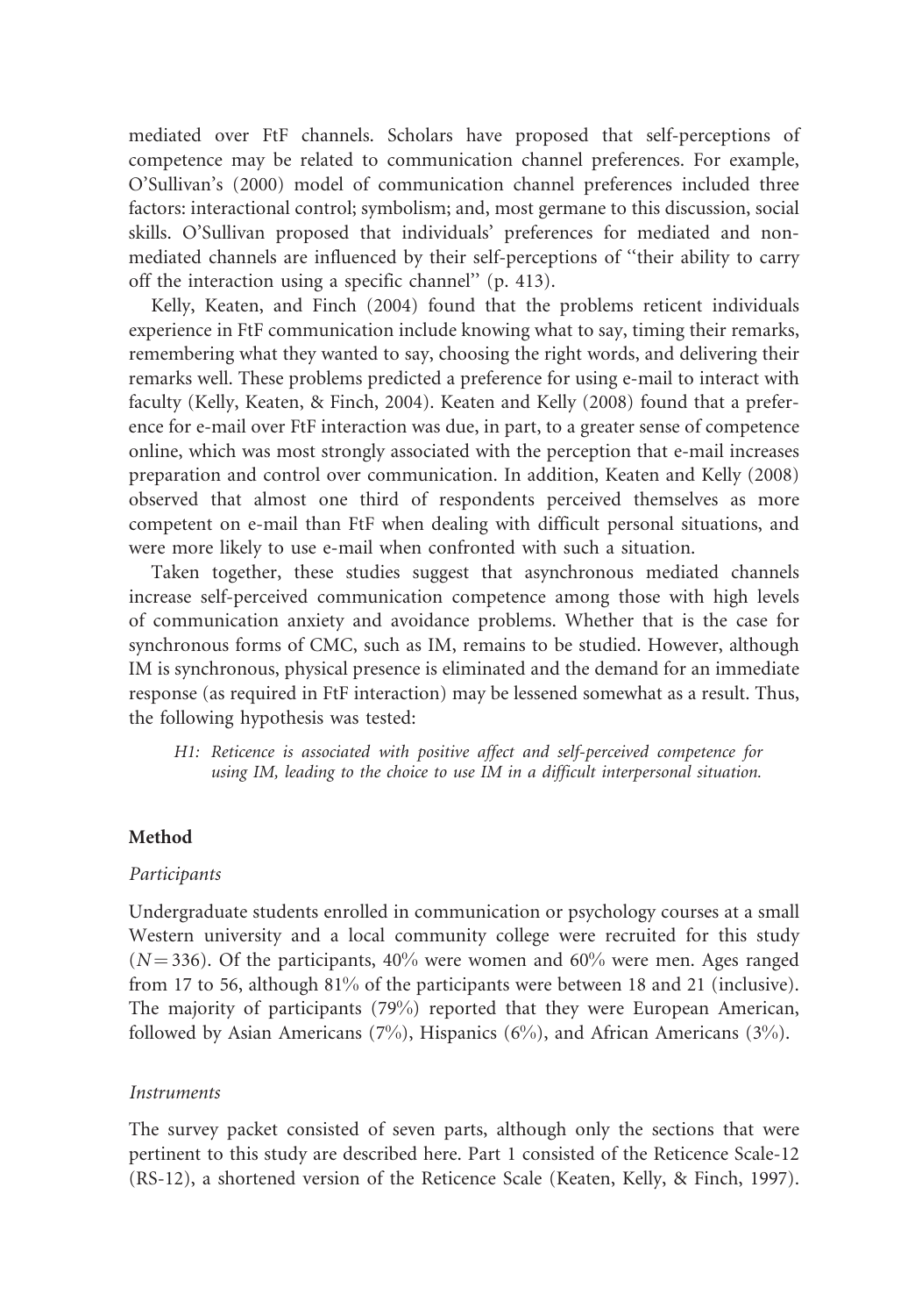mediated over FtF channels. Scholars have proposed that self-perceptions of competence may be related to communication channel preferences. For example, O'Sullivan's (2000) model of communication channel preferences included three factors: interactional control; symbolism; and, most germane to this discussion, social skills. O'Sullivan proposed that individuals' preferences for mediated and nonmediated channels are influenced by their self-perceptions of ''their ability to carry off the interaction using a specific channel'' (p. 413).

Kelly, Keaten, and Finch (2004) found that the problems reticent individuals experience in FtF communication include knowing what to say, timing their remarks, remembering what they wanted to say, choosing the right words, and delivering their remarks well. These problems predicted a preference for using e-mail to interact with faculty (Kelly, Keaten, & Finch, 2004). Keaten and Kelly (2008) found that a preference for e-mail over FtF interaction was due, in part, to a greater sense of competence online, which was most strongly associated with the perception that e-mail increases preparation and control over communication. In addition, Keaten and Kelly (2008) observed that almost one third of respondents perceived themselves as more competent on e-mail than FtF when dealing with difficult personal situations, and were more likely to use e-mail when confronted with such a situation.

Taken together, these studies suggest that asynchronous mediated channels increase self-perceived communication competence among those with high levels of communication anxiety and avoidance problems. Whether that is the case for synchronous forms of CMC, such as IM, remains to be studied. However, although IM is synchronous, physical presence is eliminated and the demand for an immediate response (as required in FtF interaction) may be lessened somewhat as a result. Thus, the following hypothesis was tested:

> *H1: Reticence is associated with positive affect and self-perceived competence for using IM, leading to the choice to use IM in a difficult interpersonal situation.*

## Method

### *Participants*

Undergraduate students enrolled in communication or psychology courses at a small Western university and a local community college were recruited for this study ($N = 336$). Of the participants, 40% were women and 60% were men. Ages ranged from 17 to 56, although 81% of the participants were between 18 and 21 (inclusive). The majority of participants (79%) reported that they were European American, followed by Asian Americans (7%), Hispanics (6%), and African Americans (3%).

### *Instruments*

The survey packet consisted of seven parts, although only the sections that were pertinent to this study are described here. Part 1 consisted of the Reticence Scale-12 (RS-12), a shortened version of the Reticence Scale (Keaten, Kelly, & Finch, 1997).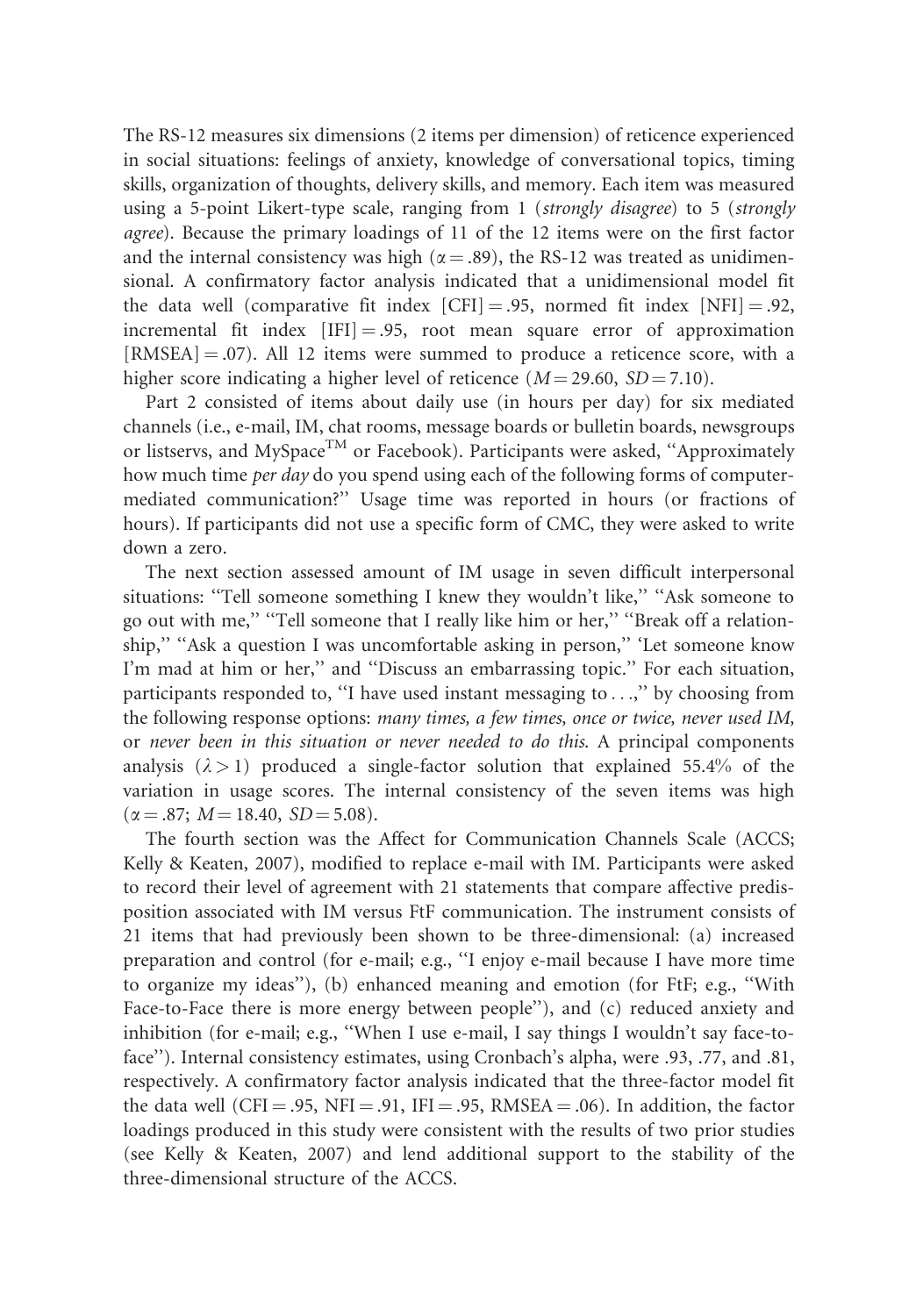The RS-12 measures six dimensions (2 items per dimension) of reticence experienced in social situations: feelings of anxiety, knowledge of conversational topics, timing skills, organization of thoughts, delivery skills, and memory. Each item was measured using a 5-point Likert-type scale, ranging from 1 (*strongly disagree*) to 5 (*strongly agree*). Because the primary loadings of 11 of the 12 items were on the first factor and the internal consistency was high ($\alpha = .89$), the RS-12 was treated as unidimensional. A confirmatory factor analysis indicated that a unidimensional model fit the data well (comparative fit index [CFI] = .95, normed fit index [NFI] = .92, incremental fit index [IFI] = .95, root mean square error of approximation [RMSEA] = .07). All 12 items were summed to produce a reticence score, with a higher score indicating a higher level of reticence ($M = 29.60$, $SD = 7.10$).

Part 2 consisted of items about daily use (in hours per day) for six mediated channels (i.e., e-mail, IM, chat rooms, message boards or bulletin boards, newsgroups or listservs, and MySpace™ or Facebook). Participants were asked, ''Approximately how much time *per day* do you spend using each of the following forms of computer-mediated communication?'' Usage time was reported in hours (or fractions of hours). If participants did not use a specific form of CMC, they were asked to write down a zero.

The next section assessed amount of IM usage in seven difficult interpersonal situations: ''Tell someone something I knew they wouldn't like,'' ''Ask someone to go out with me,'' ''Tell someone that I really like him or her,'' ''Break off a relationship,'' ''Ask a question I was uncomfortable asking in person,'' 'Let someone know I'm mad at him or her,'' and ''Discuss an embarrassing topic.'' For each situation, participants responded to, ''I have used instant messaging to . . .,'' by choosing from the following response options: *many times, a few times, once or twice, never used IM,* or *never been in this situation or never needed to do this.* A principal components analysis ($\lambda > 1$) produced a single-factor solution that explained 55.4% of the variation in usage scores. The internal consistency of the seven items was high ($\alpha = .87$; $M = 18.40$, $SD = 5.08$).

The fourth section was the Affect for Communication Channels Scale (ACCS; Kelly & Keaten, 2007), modified to replace e-mail with IM. Participants were asked to record their level of agreement with 21 statements that compare affective predisposition associated with IM versus FtF communication. The instrument consists of 21 items that had previously been shown to be three-dimensional: (a) increased preparation and control (for e-mail; e.g., ''I enjoy e-mail because I have more time to organize my ideas''), (b) enhanced meaning and emotion (for FtF; e.g., ''With Face-to-Face there is more energy between people''), and (c) reduced anxiety and inhibition (for e-mail; e.g., ''When I use e-mail, I say things I wouldn't say face-to-face''). Internal consistency estimates, using Cronbach's alpha, were .93, .77, and .81, respectively. A confirmatory factor analysis indicated that the three-factor model fit the data well (CFI = .95, NFI = .91, IFI = .95, RMSEA = .06). In addition, the factor loadings produced in this study were consistent with the results of two prior studies (see Kelly & Keaten, 2007) and lend additional support to the stability of the three-dimensional structure of the ACCS.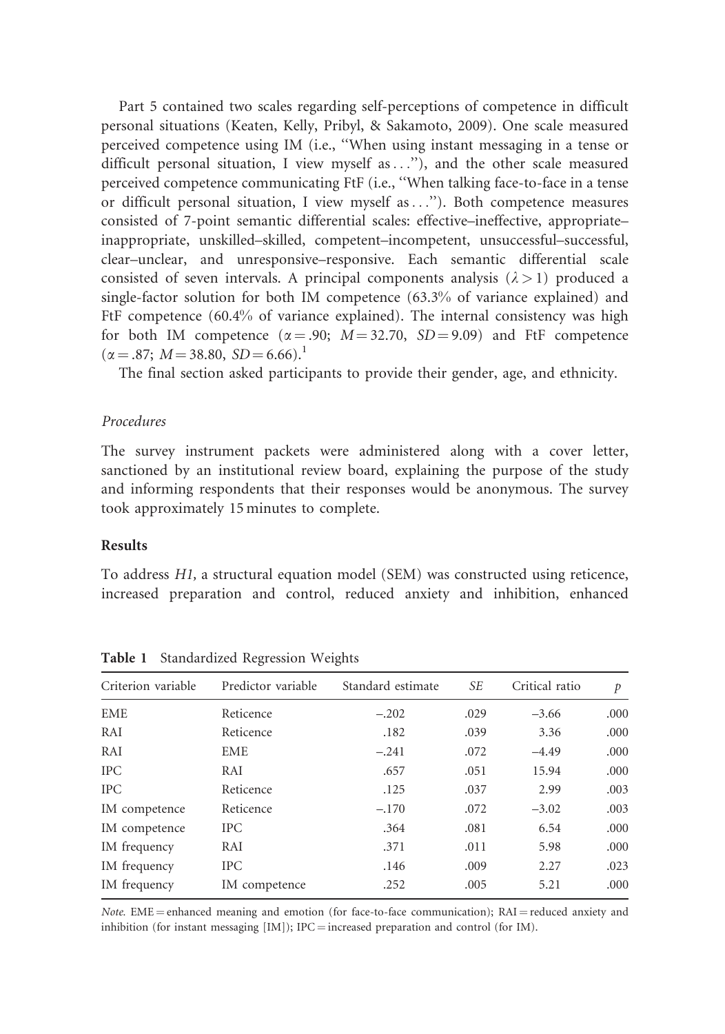Part 5 contained two scales regarding self-perceptions of competence in difficult personal situations (Keaten, Kelly, Pribyl, & Sakamoto, 2009). One scale measured perceived competence using IM (i.e., ''When using instant messaging in a tense or difficult personal situation, I view myself as . . .''), and the other scale measured perceived competence communicating FtF (i.e., ''When talking face-to-face in a tense or difficult personal situation, I view myself as . . .''). Both competence measures consisted of 7-point semantic differential scales: effective–ineffective, appropriate–inappropriate, unskilled–skilled, competent–incompetent, unsuccessful–successful, clear–unclear, and unresponsive–responsive. Each semantic differential scale consisted of seven intervals. A principal components analysis ($\lambda > 1$) produced a single-factor solution for both IM competence (63.3% of variance explained) and FtF competence (60.4% of variance explained). The internal consistency was high for both IM competence ($\alpha = .90$; $M = 32.70$, $SD = 9.09$) and FtF competence ($\alpha = .87$; $M = 38.80$, $SD = 6.66$).[1]

The final section asked participants to provide their gender, age, and ethnicity.

### *Procedures*

The survey instrument packets were administered along with a cover letter, sanctioned by an institutional review board, explaining the purpose of the study and informing respondents that their responses would be anonymous. The survey took approximately 15 minutes to complete.

## Results

To address *H1,* a structural equation model (SEM) was constructed using reticence, increased preparation and control, reduced anxiety and inhibition, enhanced

**Table 1** Standardized Regression Weights

| Criterion variable | Predictor variable | Standard estimate | *SE* | Critical ratio | *p* |
|---|---|---|---|---|---|
| EME | Reticence | −.202 | .029 | −3.66 | .000 |
| RAI | Reticence | .182 | .039 | 3.36 | .000 |
| RAI | EME | −.241 | .072 | −4.49 | .000 |
| IPC | RAI | .657 | .051 | 15.94 | .000 |
| IPC | Reticence | .125 | .037 | 2.99 | .003 |
| IM competence | Reticence | −.170 | .072 | −3.02 | .003 |
| IM competence | IPC | .364 | .081 | 6.54 | .000 |
| IM frequency | RAI | .371 | .011 | 5.98 | .000 |
| IM frequency | IPC | .146 | .009 | 2.27 | .023 |
| IM frequency | IM competence | .252 | .005 | 5.21 | .000 |

*Note.* EME = enhanced meaning and emotion (for face-to-face communication); RAI = reduced anxiety and inhibition (for instant messaging [IM]); IPC = increased preparation and control (for IM).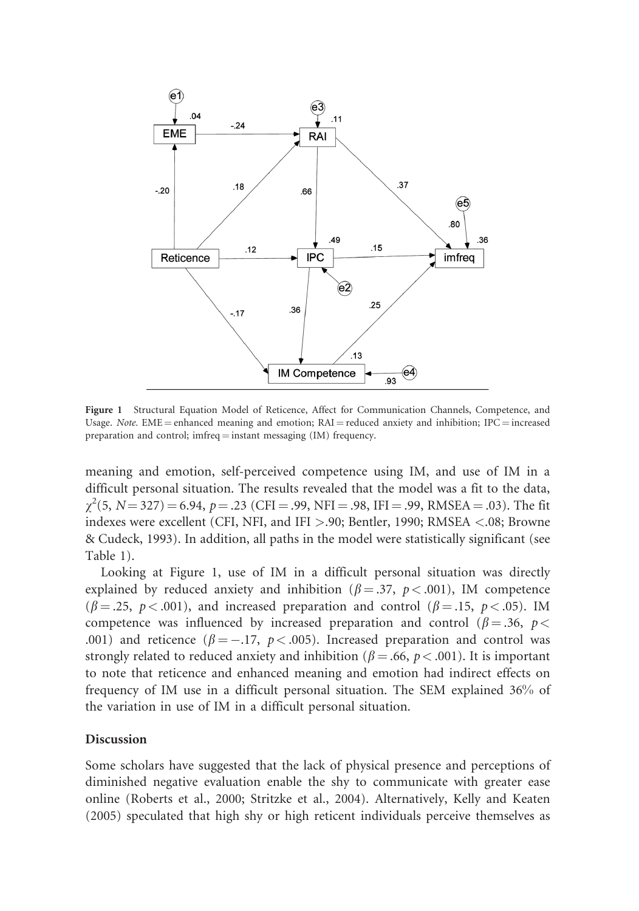**Figure 1** Structural Equation Model of Reticence, Affect for Communication Channels, Competence, and Usage. *Note.* EME = enhanced meaning and emotion; RAI = reduced anxiety and inhibition; IPC = increased preparation and control; imfreq = instant messaging (IM) frequency.

meaning and emotion, self-perceived competence using IM, and use of IM in a difficult personal situation. The results revealed that the model was a fit to the data, $\chi^2(5, N = 327) = 6.94$, $p = .23$ (CFI = .99, NFI = .98, IFI = .99, RMSEA = .03). The fit indexes were excellent (CFI, NFI, and IFI >.90; Bentler, 1990; RMSEA <.08; Browne & Cudeck, 1993). In addition, all paths in the model were statistically significant (see Table 1).

Looking at Figure 1, use of IM in a difficult personal situation was directly explained by reduced anxiety and inhibition ($\beta = .37$, $p < .001$), IM competence ($\beta = .25$, $p < .001$), and increased preparation and control ($\beta = .15$, $p < .05$). IM competence was influenced by increased preparation and control ($\beta = .36$, $p < .001$) and reticence ($\beta = -.17$, $p < .005$). Increased preparation and control was strongly related to reduced anxiety and inhibition ($\beta = .66$, $p < .001$). It is important to note that reticence and enhanced meaning and emotion had indirect effects on frequency of IM use in a difficult personal situation. The SEM explained 36% of the variation in use of IM in a difficult personal situation.

## Discussion

Some scholars have suggested that the lack of physical presence and perceptions of diminished negative evaluation enable the shy to communicate with greater ease online (Roberts et al., 2000; Stritzke et al., 2004). Alternatively, Kelly and Keaten (2005) speculated that high shy or high reticent individuals perceive themselves as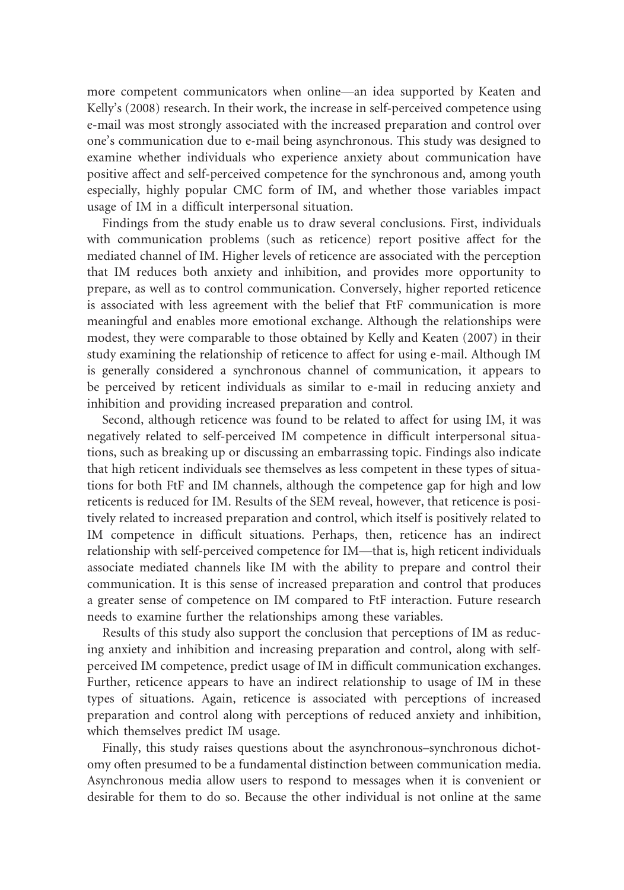more competent communicators when online—an idea supported by Keaten and Kelly's (2008) research. In their work, the increase in self-perceived competence using e-mail was most strongly associated with the increased preparation and control over one's communication due to e-mail being asynchronous. This study was designed to examine whether individuals who experience anxiety about communication have positive affect and self-perceived competence for the synchronous and, among youth especially, highly popular CMC form of IM, and whether those variables impact usage of IM in a difficult interpersonal situation.

Findings from the study enable us to draw several conclusions. First, individuals with communication problems (such as reticence) report positive affect for the mediated channel of IM. Higher levels of reticence are associated with the perception that IM reduces both anxiety and inhibition, and provides more opportunity to prepare, as well as to control communication. Conversely, higher reported reticence is associated with less agreement with the belief that FtF communication is more meaningful and enables more emotional exchange. Although the relationships were modest, they were comparable to those obtained by Kelly and Keaten (2007) in their study examining the relationship of reticence to affect for using e-mail. Although IM is generally considered a synchronous channel of communication, it appears to be perceived by reticent individuals as similar to e-mail in reducing anxiety and inhibition and providing increased preparation and control.

Second, although reticence was found to be related to affect for using IM, it was negatively related to self-perceived IM competence in difficult interpersonal situations, such as breaking up or discussing an embarrassing topic. Findings also indicate that high reticent individuals see themselves as less competent in these types of situations for both FtF and IM channels, although the competence gap for high and low reticents is reduced for IM. Results of the SEM reveal, however, that reticence is positively related to increased preparation and control, which itself is positively related to IM competence in difficult situations. Perhaps, then, reticence has an indirect relationship with self-perceived competence for IM—that is, high reticent individuals associate mediated channels like IM with the ability to prepare and control their communication. It is this sense of increased preparation and control that produces a greater sense of competence on IM compared to FtF interaction. Future research needs to examine further the relationships among these variables.

Results of this study also support the conclusion that perceptions of IM as reducing anxiety and inhibition and increasing preparation and control, along with self-perceived IM competence, predict usage of IM in difficult communication exchanges. Further, reticence appears to have an indirect relationship to usage of IM in these types of situations. Again, reticence is associated with perceptions of increased preparation and control along with perceptions of reduced anxiety and inhibition, which themselves predict IM usage.

Finally, this study raises questions about the asynchronous–synchronous dichotomy often presumed to be a fundamental distinction between communication media. Asynchronous media allow users to respond to messages when it is convenient or desirable for them to do so. Because the other individual is not online at the same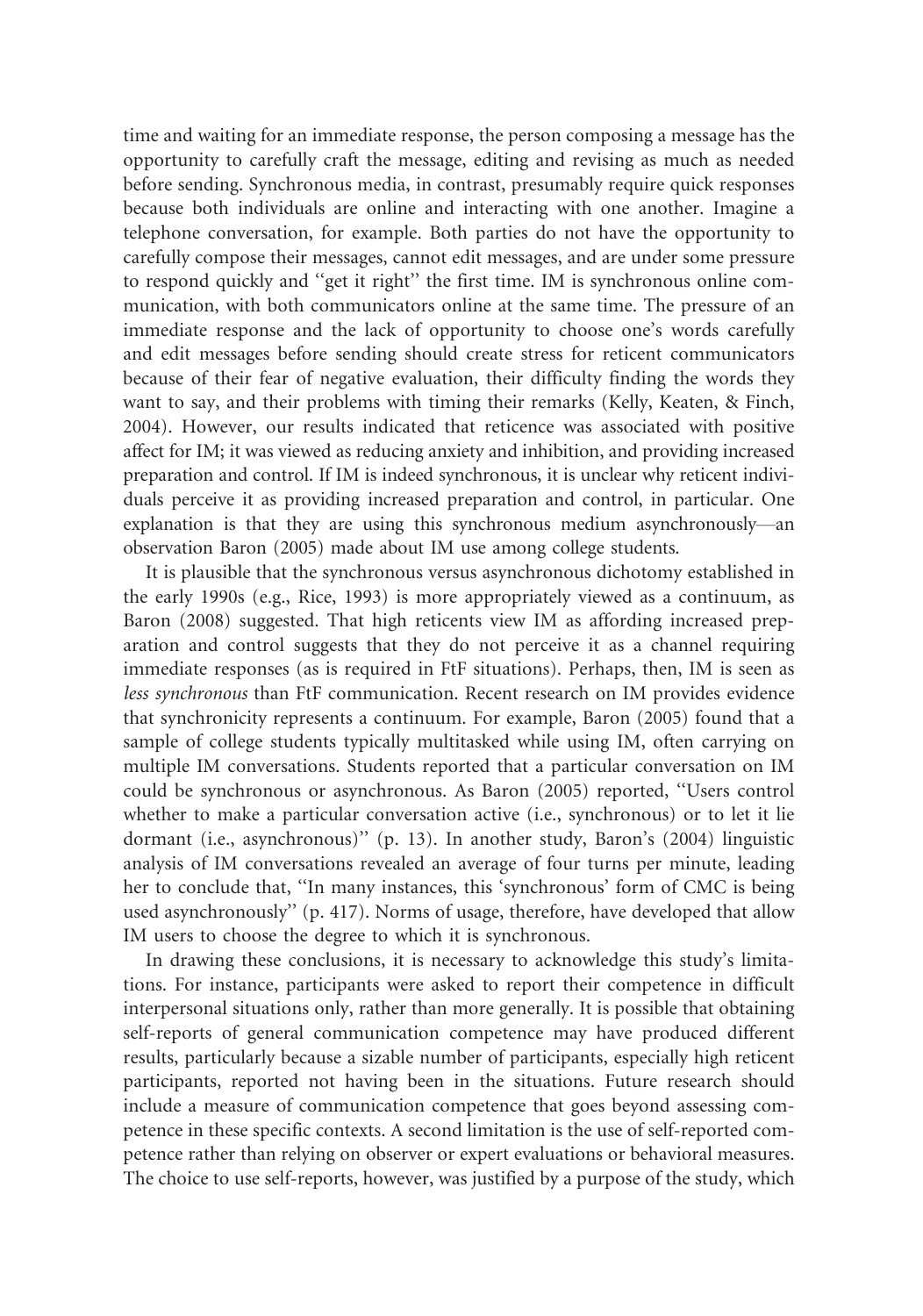time and waiting for an immediate response, the person composing a message has the opportunity to carefully craft the message, editing and revising as much as needed before sending. Synchronous media, in contrast, presumably require quick responses because both individuals are online and interacting with one another. Imagine a telephone conversation, for example. Both parties do not have the opportunity to carefully compose their messages, cannot edit messages, and are under some pressure to respond quickly and ''get it right'' the first time. IM is synchronous online communication, with both communicators online at the same time. The pressure of an immediate response and the lack of opportunity to choose one's words carefully and edit messages before sending should create stress for reticent communicators because of their fear of negative evaluation, their difficulty finding the words they want to say, and their problems with timing their remarks (Kelly, Keaten, & Finch, 2004). However, our results indicated that reticence was associated with positive affect for IM; it was viewed as reducing anxiety and inhibition, and providing increased preparation and control. If IM is indeed synchronous, it is unclear why reticent individuals perceive it as providing increased preparation and control, in particular. One explanation is that they are using this synchronous medium asynchronously—an observation Baron (2005) made about IM use among college students.

It is plausible that the synchronous versus asynchronous dichotomy established in the early 1990s (e.g., Rice, 1993) is more appropriately viewed as a continuum, as Baron (2008) suggested. That high reticents view IM as affording increased preparation and control suggests that they do not perceive it as a channel requiring immediate responses (as is required in FtF situations). Perhaps, then, IM is seen as *less synchronous* than FtF communication. Recent research on IM provides evidence that synchronicity represents a continuum. For example, Baron (2005) found that a sample of college students typically multitasked while using IM, often carrying on multiple IM conversations. Students reported that a particular conversation on IM could be synchronous or asynchronous. As Baron (2005) reported, ''Users control whether to make a particular conversation active (i.e., synchronous) or to let it lie dormant (i.e., asynchronous)'' (p. 13). In another study, Baron's (2004) linguistic analysis of IM conversations revealed an average of four turns per minute, leading her to conclude that, ''In many instances, this 'synchronous' form of CMC is being used asynchronously'' (p. 417). Norms of usage, therefore, have developed that allow IM users to choose the degree to which it is synchronous.

In drawing these conclusions, it is necessary to acknowledge this study's limitations. For instance, participants were asked to report their competence in difficult interpersonal situations only, rather than more generally. It is possible that obtaining self-reports of general communication competence may have produced different results, particularly because a sizable number of participants, especially high reticent participants, reported not having been in the situations. Future research should include a measure of communication competence that goes beyond assessing competence in these specific contexts. A second limitation is the use of self-reported competence rather than relying on observer or expert evaluations or behavioral measures. The choice to use self-reports, however, was justified by a purpose of the study, which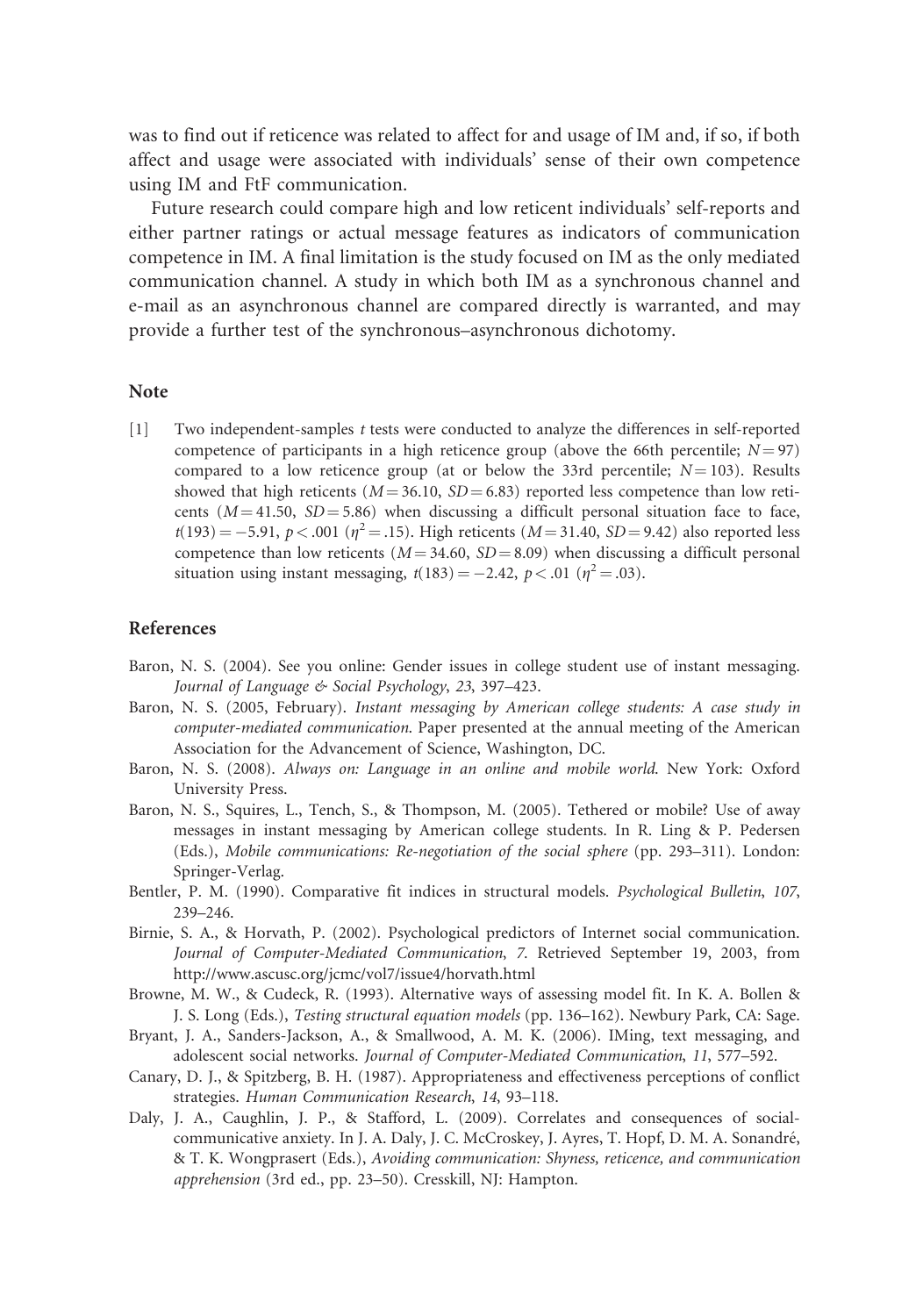was to find out if reticence was related to affect for and usage of IM and, if so, if both affect and usage were associated with individuals' sense of their own competence using IM and FtF communication.

Future research could compare high and low reticent individuals' self-reports and either partner ratings or actual message features as indicators of communication competence in IM. A final limitation is the study focused on IM as the only mediated communication channel. A study in which both IM as a synchronous channel and e-mail as an asynchronous channel are compared directly is warranted, and may provide a further test of the synchronous–asynchronous dichotomy.

## Note

[1] Two independent-samples $t$ tests were conducted to analyze the differences in self-reported competence of participants in a high reticence group (above the 66th percentile; $N = 97$) compared to a low reticence group (at or below the 33rd percentile; $N = 103$). Results showed that high reticents ($M = 36.10$, $SD = 6.83$) reported less competence than low reticents ($M = 41.50$, $SD = 5.86$) when discussing a difficult personal situation face to face, $t(193) = -5.91$, $p < .001$ ($\eta^2 = .15$). High reticents ($M = 31.40$, $SD = 9.42$) also reported less competence than low reticents ($M = 34.60$, $SD = 8.09$) when discussing a difficult personal situation using instant messaging, $t(183) = -2.42$, $p < .01$ ($\eta^2 = .03$).

## References

Baron, N. S. (2004). See you online: Gender issues in college student use of instant messaging. *Journal of Language & Social Psychology*, *23*, 397–423.

Baron, N. S. (2005, February). *Instant messaging by American college students: A case study in computer-mediated communication*. Paper presented at the annual meeting of the American Association for the Advancement of Science, Washington, DC.

Baron, N. S. (2008). *Always on: Language in an online and mobile world*. New York: Oxford University Press.

Baron, N. S., Squires, L., Tench, S., & Thompson, M. (2005). Tethered or mobile? Use of away messages in instant messaging by American college students. In R. Ling & P. Pedersen (Eds.), *Mobile communications: Re-negotiation of the social sphere* (pp. 293–311). London: Springer-Verlag.

Bentler, P. M. (1990). Comparative fit indices in structural models. *Psychological Bulletin*, *107*, 239–246.

Birnie, S. A., & Horvath, P. (2002). Psychological predictors of Internet social communication. *Journal of Computer-Mediated Communication*, *7*. Retrieved September 19, 2003, from http://www.ascusc.org/jcmc/vol7/issue4/horvath.html

Browne, M. W., & Cudeck, R. (1993). Alternative ways of assessing model fit. In K. A. Bollen & J. S. Long (Eds.), *Testing structural equation models* (pp. 136–162). Newbury Park, CA: Sage.

Bryant, J. A., Sanders-Jackson, A., & Smallwood, A. M. K. (2006). IMing, text messaging, and adolescent social networks. *Journal of Computer-Mediated Communication*, *11*, 577–592.

Canary, D. J., & Spitzberg, B. H. (1987). Appropriateness and effectiveness perceptions of conflict strategies. *Human Communication Research*, *14*, 93–118.

Daly, J. A., Caughlin, J. P., & Stafford, L. (2009). Correlates and consequences of social-communicative anxiety. In J. A. Daly, J. C. McCroskey, J. Ayres, T. Hopf, D. M. A. Sonandré, & T. K. Wongprasert (Eds.), *Avoiding communication: Shyness, reticence, and communication apprehension* (3rd ed., pp. 23–50). Cresskill, NJ: Hampton.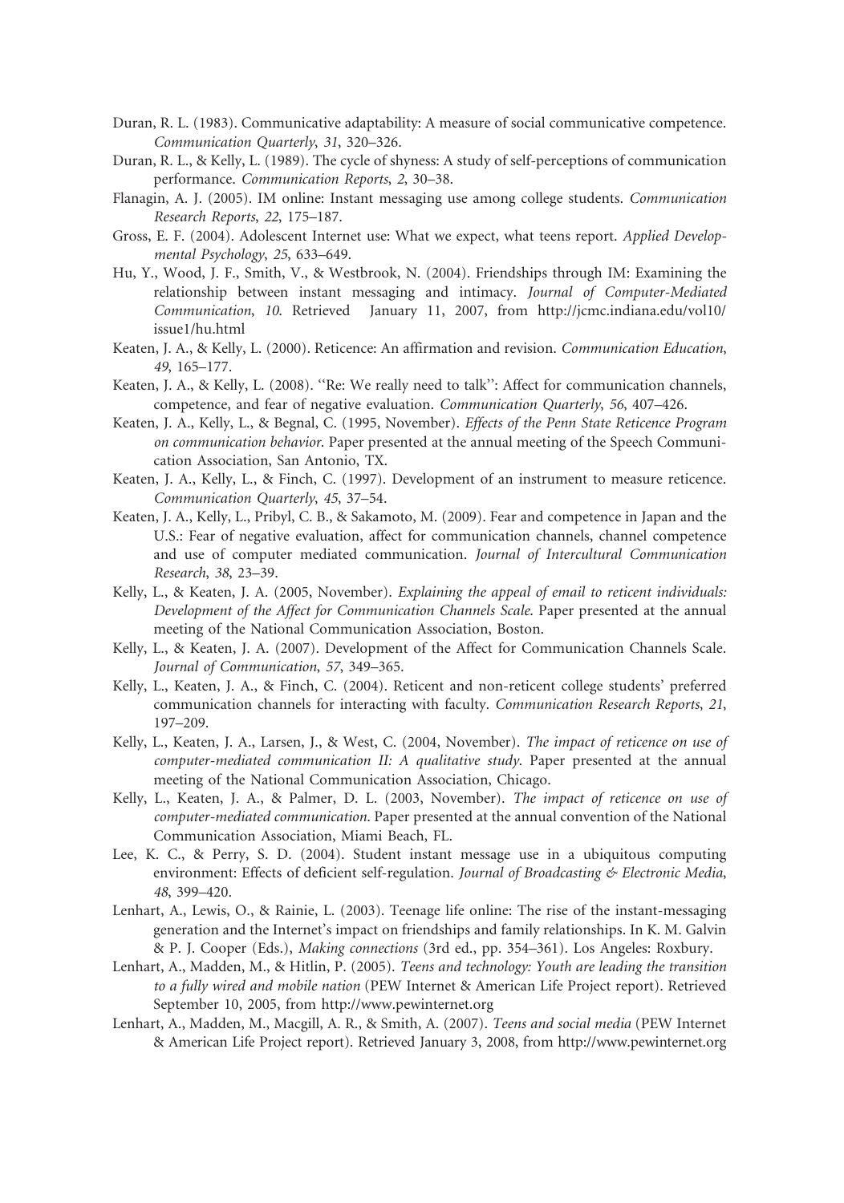Duran, R. L. (1983). Communicative adaptability: A measure of social communicative competence. *Communication Quarterly*, *31*, 320–326.

Duran, R. L., & Kelly, L. (1989). The cycle of shyness: A study of self-perceptions of communication performance. *Communication Reports*, *2*, 30–38.

Flanagin, A. J. (2005). IM online: Instant messaging use among college students. *Communication Research Reports*, *22*, 175–187.

Gross, E. F. (2004). Adolescent Internet use: What we expect, what teens report. *Applied Developmental Psychology*, *25*, 633–649.

Hu, Y., Wood, J. F., Smith, V., & Westbrook, N. (2004). Friendships through IM: Examining the relationship between instant messaging and intimacy. *Journal of Computer-Mediated Communication*, *10*. Retrieved January 11, 2007, from http://jcmc.indiana.edu/vol10/issue1/hu.html

Keaten, J. A., & Kelly, L. (2000). Reticence: An affirmation and revision. *Communication Education*, *49*, 165–177.

Keaten, J. A., & Kelly, L. (2008). ''Re: We really need to talk'': Affect for communication channels, competence, and fear of negative evaluation. *Communication Quarterly*, *56*, 407–426.

Keaten, J. A., Kelly, L., & Begnal, C. (1995, November). *Effects of the Penn State Reticence Program on communication behavior*. Paper presented at the annual meeting of the Speech Communication Association, San Antonio, TX.

Keaten, J. A., Kelly, L., & Finch, C. (1997). Development of an instrument to measure reticence. *Communication Quarterly*, *45*, 37–54.

Keaten, J. A., Kelly, L., Pribyl, C. B., & Sakamoto, M. (2009). Fear and competence in Japan and the U.S.: Fear of negative evaluation, affect for communication channels, channel competence and use of computer mediated communication. *Journal of Intercultural Communication Research*, *38*, 23–39.

Kelly, L., & Keaten, J. A. (2005, November). *Explaining the appeal of email to reticent individuals: Development of the Affect for Communication Channels Scale*. Paper presented at the annual meeting of the National Communication Association, Boston.

Kelly, L., & Keaten, J. A. (2007). Development of the Affect for Communication Channels Scale. *Journal of Communication*, *57*, 349–365.

Kelly, L., Keaten, J. A., & Finch, C. (2004). Reticent and non-reticent college students' preferred communication channels for interacting with faculty. *Communication Research Reports*, *21*, 197–209.

Kelly, L., Keaten, J. A., Larsen, J., & West, C. (2004, November). *The impact of reticence on use of computer-mediated communication II: A qualitative study*. Paper presented at the annual meeting of the National Communication Association, Chicago.

Kelly, L., Keaten, J. A., & Palmer, D. L. (2003, November). *The impact of reticence on use of computer-mediated communication*. Paper presented at the annual convention of the National Communication Association, Miami Beach, FL.

Lee, K. C., & Perry, S. D. (2004). Student instant message use in a ubiquitous computing environment: Effects of deficient self-regulation. *Journal of Broadcasting & Electronic Media*, *48*, 399–420.

Lenhart, A., Lewis, O., & Rainie, L. (2003). Teenage life online: The rise of the instant-messaging generation and the Internet's impact on friendships and family relationships. In K. M. Galvin & P. J. Cooper (Eds.), *Making connections* (3rd ed., pp. 354–361). Los Angeles: Roxbury.

Lenhart, A., Madden, M., & Hitlin, P. (2005). *Teens and technology: Youth are leading the transition to a fully wired and mobile nation* (PEW Internet & American Life Project report). Retrieved September 10, 2005, from http://www.pewinternet.org

Lenhart, A., Madden, M., Macgill, A. R., & Smith, A. (2007). *Teens and social media* (PEW Internet & American Life Project report). Retrieved January 3, 2008, from http://www.pewinternet.org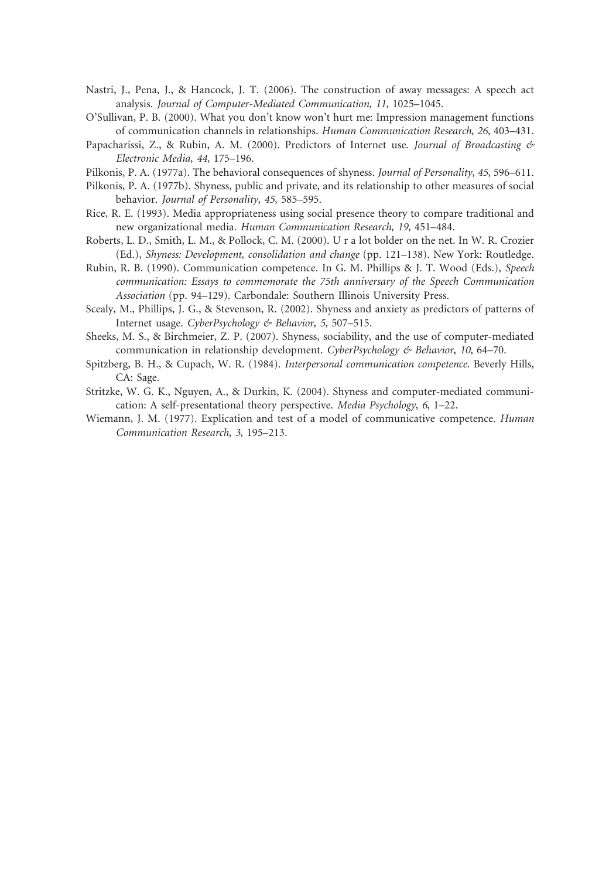Nastri, J., Pena, J., & Hancock, J. T. (2006). The construction of away messages: A speech act analysis. *Journal of Computer-Mediated Communication*, *11*, 1025–1045.

O'Sullivan, P. B. (2000). What you don't know won't hurt me: Impression management functions of communication channels in relationships. *Human Communication Research*, *26*, 403–431.

Papacharissi, Z., & Rubin, A. M. (2000). Predictors of Internet use. *Journal of Broadcasting & Electronic Media*, *44*, 175–196.

Pilkonis, P. A. (1977a). The behavioral consequences of shyness. *Journal of Personality*, *45*, 596–611.

Pilkonis, P. A. (1977b). Shyness, public and private, and its relationship to other measures of social behavior. *Journal of Personality*, *45*, 585–595.

Rice, R. E. (1993). Media appropriateness using social presence theory to compare traditional and new organizational media. *Human Communication Research*, *19*, 451–484.

Roberts, L. D., Smith, L. M., & Pollock, C. M. (2000). U r a lot bolder on the net. In W. R. Crozier (Ed.), *Shyness: Development, consolidation and change* (pp. 121–138). New York: Routledge.

Rubin, R. B. (1990). Communication competence. In G. M. Phillips & J. T. Wood (Eds.), *Speech communication: Essays to commemorate the 75th anniversary of the Speech Communication Association* (pp. 94–129). Carbondale: Southern Illinois University Press.

Scealy, M., Phillips, J. G., & Stevenson, R. (2002). Shyness and anxiety as predictors of patterns of Internet usage. *CyberPsychology & Behavior*, *5*, 507–515.

Sheeks, M. S., & Birchmeier, Z. P. (2007). Shyness, sociability, and the use of computer-mediated communication in relationship development. *CyberPsychology & Behavior*, *10*, 64–70.

Spitzberg, B. H., & Cupach, W. R. (1984). *Interpersonal communication competence*. Beverly Hills, CA: Sage.

Stritzke, W. G. K., Nguyen, A., & Durkin, K. (2004). Shyness and computer-mediated communication: A self-presentational theory perspective. *Media Psychology*, *6*, 1–22.

Wiemann, J. M. (1977). Explication and test of a model of communicative competence. *Human Communication Research*, *3*, 195–213.